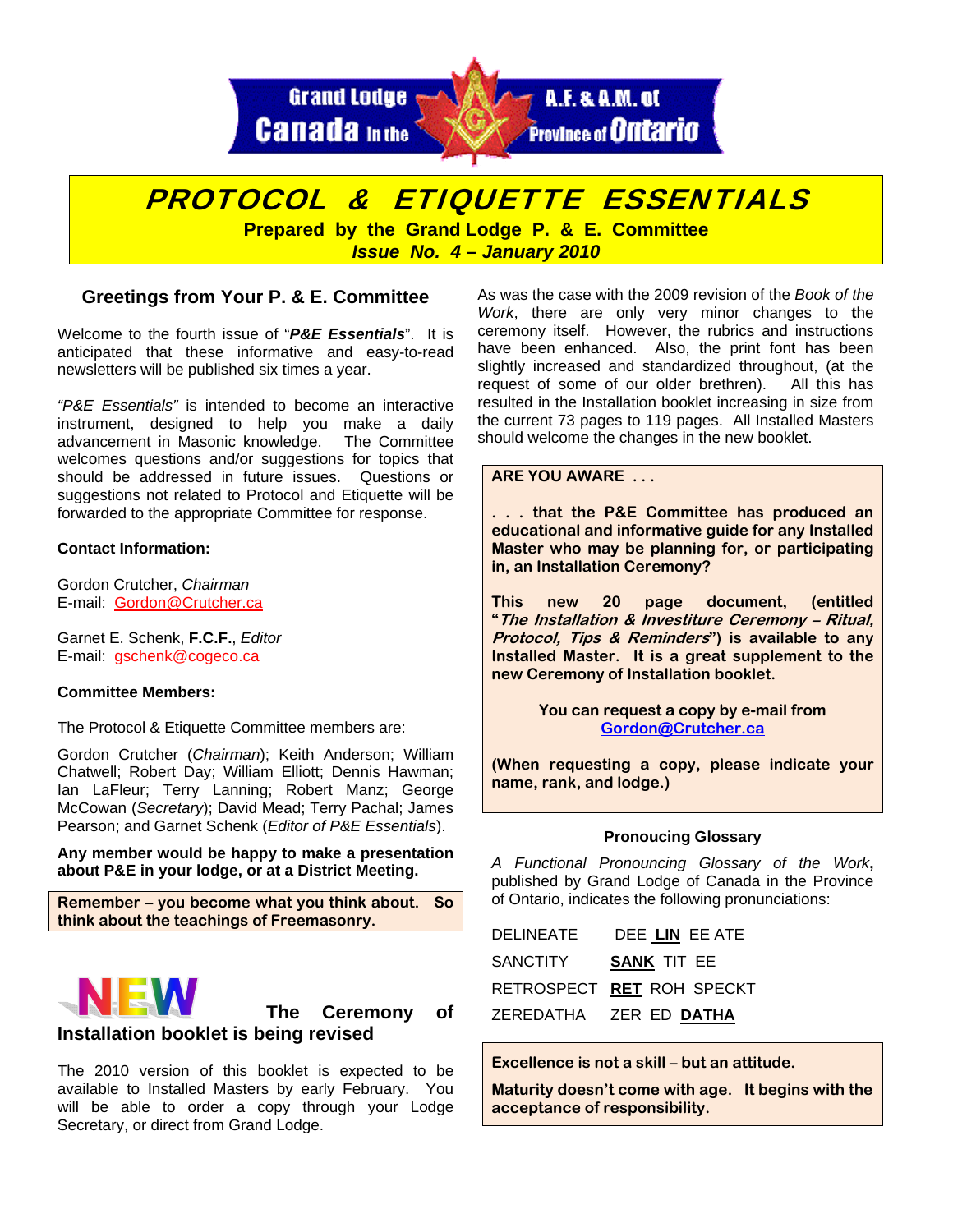Grand Lodge A.F. & A.M. of Canada In the Province of Ontario

# PROTOCOL & ETIQUETTE ESSENTIALS

**Prepared by the Grand Lodge P. & E. Committee**

***Issue No. 4 – January 2010***

## Greetings from Your P. & E. Committee

Welcome to the fourth issue of "***P&E Essentials***". It is anticipated that these informative and easy-to-read newsletters will be published six times a year.

*"P&E Essentials"* is intended to become an interactive instrument, designed to help you make a daily advancement in Masonic knowledge. The Committee welcomes questions and/or suggestions for topics that should be addressed in future issues. Questions or suggestions not related to Protocol and Etiquette will be forwarded to the appropriate Committee for response.

**Contact Information:**

Gordon Crutcher, *Chairman*
E-mail: Gordon@Crutcher.ca

Garnet E. Schenk, **F.C.F.**, *Editor*
E-mail: gschenk@cogeco.ca

**Committee Members:**

The Protocol & Etiquette Committee members are:

Gordon Crutcher (*Chairman*); Keith Anderson; William Chatwell; Robert Day; William Elliott; Dennis Hawman; Ian LaFleur; Terry Lanning; Robert Manz; George McCowan (*Secretary*); David Mead; Terry Pachal; James Pearson; and Garnet Schenk (*Editor of P&E Essentials*).

**Any member would be happy to make a presentation about P&E in your lodge, or at a District Meeting.**

**Remember – you become what you think about. So think about the teachings of Freemasonry.**

## NEW The Ceremony of Installation booklet is being revised

The 2010 version of this booklet is expected to be available to Installed Masters by early February. You will be able to order a copy through your Lodge Secretary, or direct from Grand Lodge.

As was the case with the 2009 revision of the *Book of the Work*, there are only very minor changes to the ceremony itself. However, the rubrics and instructions have been enhanced. Also, the print font has been slightly increased and standardized throughout, (at the request of some of our older brethren). All this has resulted in the Installation booklet increasing in size from the current 73 pages to 119 pages. All Installed Masters should welcome the changes in the new booklet.

**ARE YOU AWARE . . .**

**. . . that the P&E Committee has produced an educational and informative guide for any Installed Master who may be planning for, or participating in, an Installation Ceremony?**

**This new 20 page document, (entitled "*The Installation & Investiture Ceremony – Ritual, Protocol, Tips & Reminders*") is available to any Installed Master. It is a great supplement to the new Ceremony of Installation booklet.**

**You can request a copy by e-mail from Gordon@Crutcher.ca**

**(When requesting a copy, please indicate your name, rank, and lodge.)**

### Pronouncing Glossary

*A Functional Pronouncing Glossary of the Work*, published by Grand Lodge of Canada in the Province of Ontario, indicates the following pronunciations:

| | |
|---|---|
| DELINEATE | DEE **LIN** EE ATE |
| SANCTITY | **SANK** TIT EE |
| RETROSPECT | **RET** ROH SPECKT |
| ZEREDATHA | ZER ED **DATHA** |

**Excellence is not a skill – but an attitude.**

**Maturity doesn't come with age. It begins with the acceptance of responsibility.**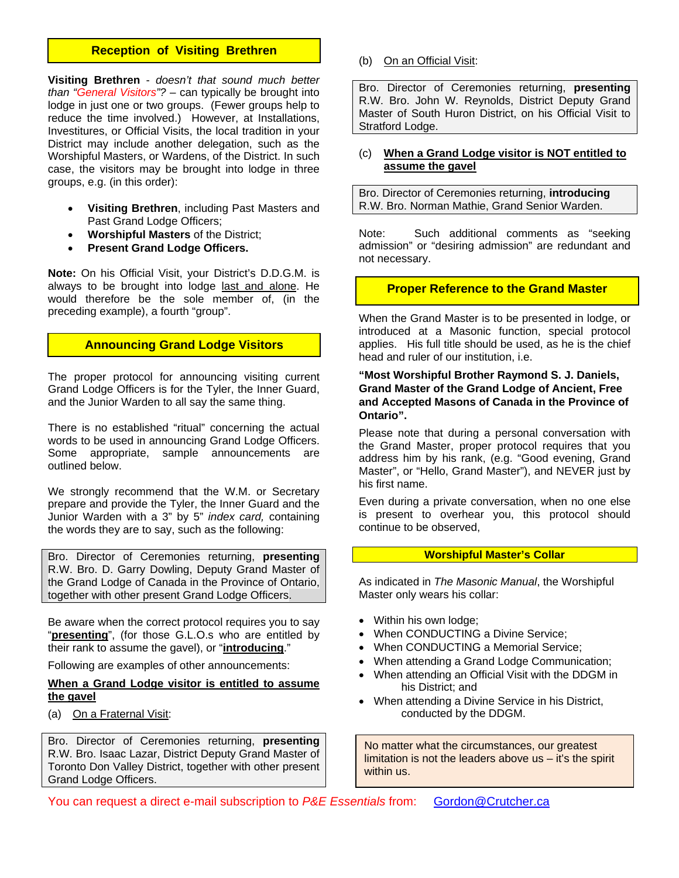## Reception of Visiting Brethren

**Visiting Brethren** - *doesn't that sound much better than "General Visitors"?* – can typically be brought into lodge in just one or two groups. (Fewer groups help to reduce the time involved.) However, at Installations, Investitures, or Official Visits, the local tradition in your District may include another delegation, such as the Worshipful Masters, or Wardens, of the District. In such case, the visitors may be brought into lodge in three groups, e.g. (in this order):

- **Visiting Brethren**, including Past Masters and Past Grand Lodge Officers;
- **Worshipful Masters** of the District;
- **Present Grand Lodge Officers.**

**Note:** On his Official Visit, your District's D.D.G.M. is always to be brought into lodge last and alone. He would therefore be the sole member of, (in the preceding example), a fourth "group".

## Announcing Grand Lodge Visitors

The proper protocol for announcing visiting current Grand Lodge Officers is for the Tyler, the Inner Guard, and the Junior Warden to all say the same thing.

There is no established "ritual" concerning the actual words to be used in announcing Grand Lodge Officers. Some appropriate, sample announcements are outlined below.

We strongly recommend that the W.M. or Secretary prepare and provide the Tyler, the Inner Guard and the Junior Warden with a 3" by 5" *index card,* containing the words they are to say, such as the following:

> Bro. Director of Ceremonies returning, **presenting** R.W. Bro. D. Garry Dowling, Deputy Grand Master of the Grand Lodge of Canada in the Province of Ontario, together with other present Grand Lodge Officers.

Be aware when the correct protocol requires you to say "**presenting**", (for those G.L.O.s who are entitled by their rank to assume the gavel), or "**introducing**."

Following are examples of other announcements:

**When a Grand Lodge visitor is entitled to assume the gavel**

(a) On a Fraternal Visit:

> Bro. Director of Ceremonies returning, **presenting** R.W. Bro. Isaac Lazar, District Deputy Grand Master of Toronto Don Valley District, together with other present Grand Lodge Officers.

(b) On an Official Visit:

> Bro. Director of Ceremonies returning, **presenting** R.W. Bro. John W. Reynolds, District Deputy Grand Master of South Huron District, on his Official Visit to Stratford Lodge.

(c) **When a Grand Lodge visitor is NOT entitled to assume the gavel**

> Bro. Director of Ceremonies returning, **introducing** R.W. Bro. Norman Mathie, Grand Senior Warden.

Note: Such additional comments as "seeking admission" or "desiring admission" are redundant and not necessary.

## Proper Reference to the Grand Master

When the Grand Master is to be presented in lodge, or introduced at a Masonic function, special protocol applies. His full title should be used, as he is the chief head and ruler of our institution, i.e.

**"Most Worshipful Brother Raymond S. J. Daniels, Grand Master of the Grand Lodge of Ancient, Free and Accepted Masons of Canada in the Province of Ontario".**

Please note that during a personal conversation with the Grand Master, proper protocol requires that you address him by his rank, (e.g. "Good evening, Grand Master", or "Hello, Grand Master"), and NEVER just by his first name.

Even during a private conversation, when no one else is present to overhear you, this protocol should continue to be observed,

## Worshipful Master's Collar

As indicated in *The Masonic Manual*, the Worshipful Master only wears his collar:

- Within his own lodge;
- When CONDUCTING a Divine Service;
- When CONDUCTING a Memorial Service;
- When attending a Grand Lodge Communication;
- When attending an Official Visit with the DDGM in his District; and
- When attending a Divine Service in his District, conducted by the DDGM.

> No matter what the circumstances, our greatest limitation is not the leaders above us – it's the spirit within us.

You can request a direct e-mail subscription to *P&E Essentials* from: Gordon@Crutcher.ca